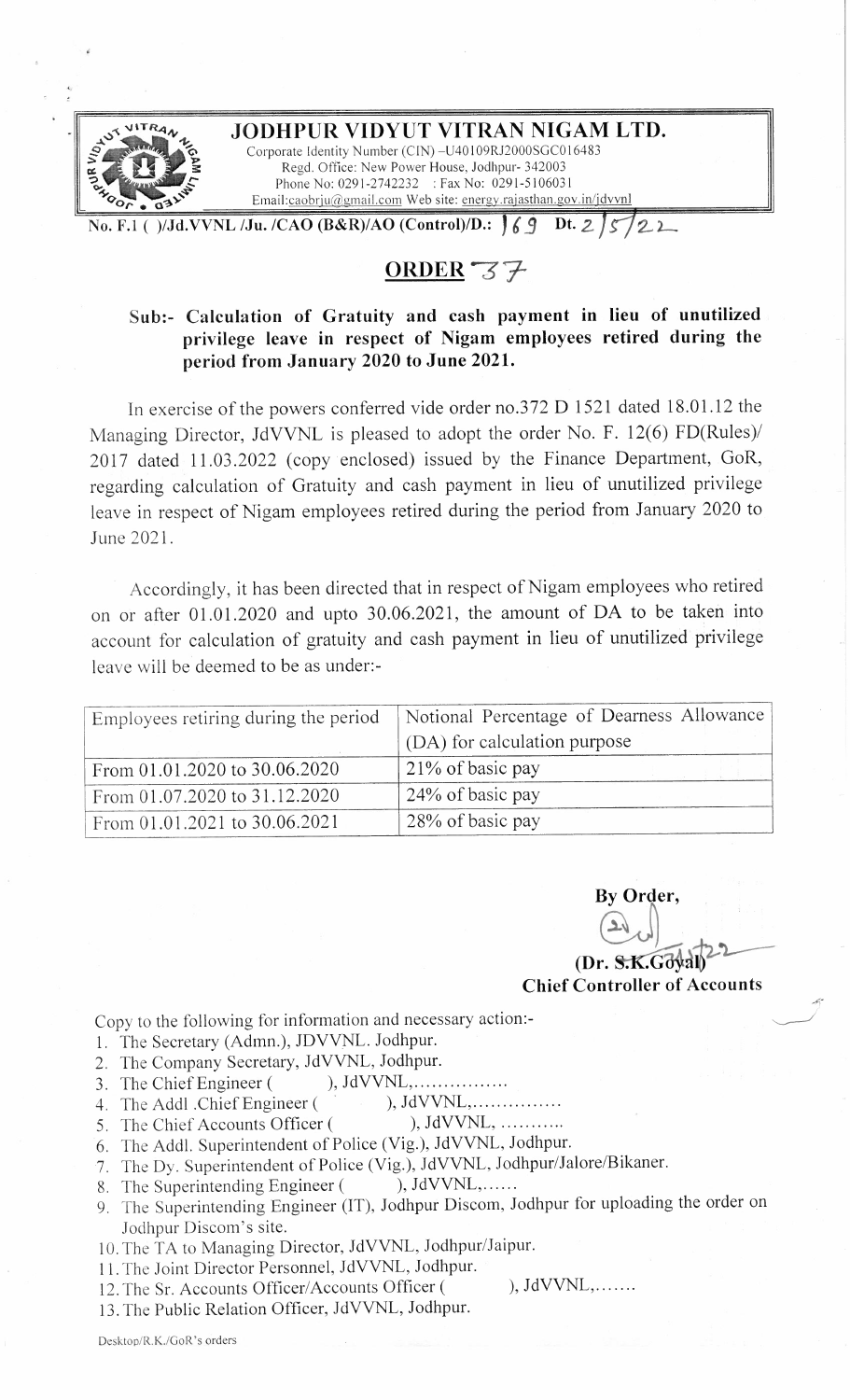# JODHPUR VIDYUT VITRAN NIGAM LTD.

Corporate Identity Number (CIN) -U40109RJ2000SGC016483
Regd. Office: New Power House, Jodhpur- 342003
Phone No: 0291-2742232 : Fax No: 0291-5106031
Email:caobrju@gmail.com Web site: energy.rajasthan.gov.in/jdvvnl

No. F.1 ( )/Jd.VVNL /Ju. /CAO (B&R)/AO (Control)/D.: 169 Dt. 2/5/22

## ORDER 37

**Sub:- Calculation of Gratuity and cash payment in lieu of unutilized privilege leave in respect of Nigam employees retired during the period from January 2020 to June 2021.**

In exercise of the powers conferred vide order no.372 D 1521 dated 18.01.12 the Managing Director, JdVVNL is pleased to adopt the order No. F. 12(6) FD(Rules)/ 2017 dated 11.03.2022 (copy enclosed) issued by the Finance Department, GoR, regarding calculation of Gratuity and cash payment in lieu of unutilized privilege leave in respect of Nigam employees retired during the period from January 2020 to June 2021.

Accordingly, it has been directed that in respect of Nigam employees who retired on or after 01.01.2020 and upto 30.06.2021, the amount of DA to be taken into account for calculation of gratuity and cash payment in lieu of unutilized privilege leave will be deemed to be as under:-

| Employees retiring during the period | Notional Percentage of Dearness Allowance (DA) for calculation purpose |
|---|---|
| From 01.01.2020 to 30.06.2020 | 21% of basic pay |
| From 01.07.2020 to 31.12.2020 | 24% of basic pay |
| From 01.01.2021 to 30.06.2021 | 28% of basic pay |

**By Order,**

**(Dr. S.K.Goyal)**
**Chief Controller of Accounts**

Copy to the following for information and necessary action:-

1. The Secretary (Admn.), JDVVNL. Jodhpur.
2. The Company Secretary, JdVVNL, Jodhpur.
3. The Chief Engineer ( ), JdVVNL,................
4. The Addl .Chief Engineer ( ), JdVVNL,...............
5. The Chief Accounts Officer ( ), JdVVNL, ...........
6. The Addl. Superintendent of Police (Vig.), JdVVNL, Jodhpur.
7. The Dy. Superintendent of Police (Vig.), JdVVNL, Jodhpur/Jalore/Bikaner.
8. The Superintending Engineer ( ), JdVVNL,......
9. The Superintending Engineer (IT), Jodhpur Discom, Jodhpur for uploading the order on Jodhpur Discom's site.
10. The TA to Managing Director, JdVVNL, Jodhpur/Jaipur.
11. The Joint Director Personnel, JdVVNL, Jodhpur.
12. The Sr. Accounts Officer/Accounts Officer ( ), JdVVNL,.......
13. The Public Relation Officer, JdVVNL, Jodhpur.

Desktop/R.K./GoR's orders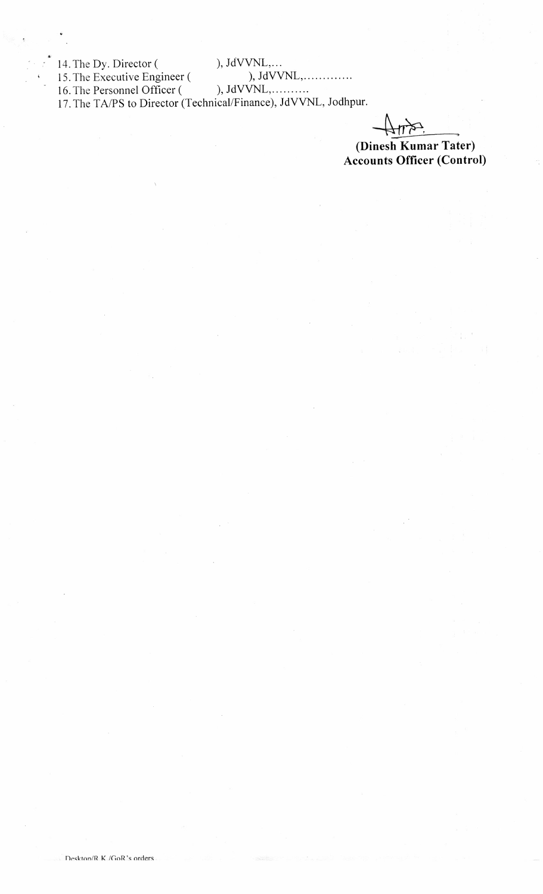14. The Dy. Director (                ), JdVVNL,...
15. The Executive Engineer (                ), JdVVNL,.............
16. The Personnel Officer (        ), JdVVNL,..........
17. The TA/PS to Director (Technical/Finance), JdVVNL, Jodhpur.

**(Dinesh Kumar Tater)**
**Accounts Officer (Control)**

Desktop/R.K./GoR's orders